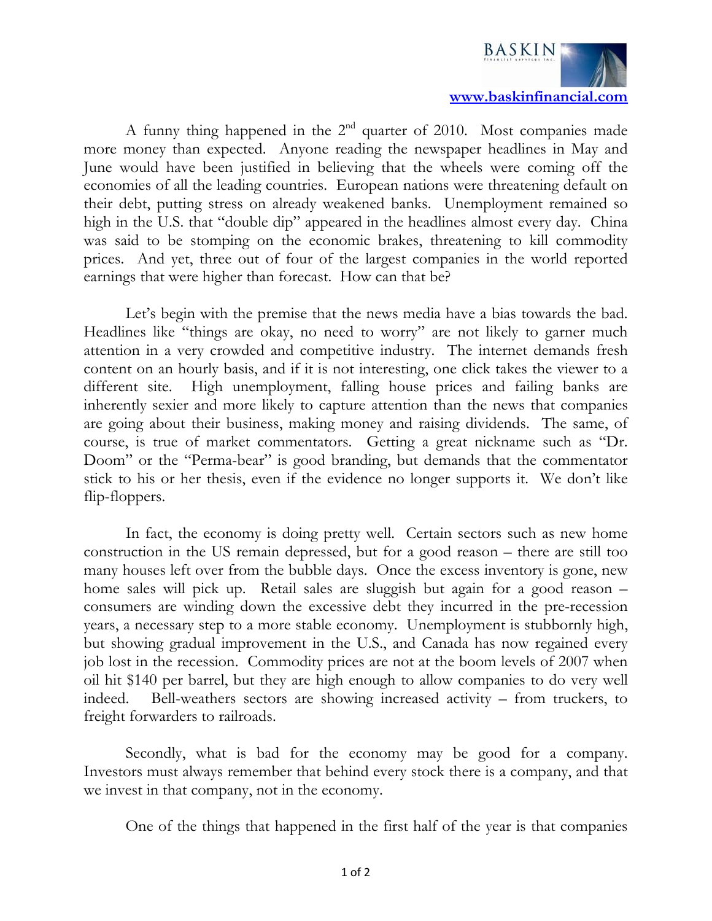BASKIN

www.baskinfinancial.com

A funny thing happened in the 2nd quarter of 2010. Most companies made more money than expected. Anyone reading the newspaper headlines in May and June would have been justified in believing that the wheels were coming off the economies of all the leading countries. European nations were threatening default on their debt, putting stress on already weakened banks. Unemployment remained so high in the U.S. that "double dip" appeared in the headlines almost every day. China was said to be stomping on the economic brakes, threatening to kill commodity prices. And yet, three out of four of the largest companies in the world reported earnings that were higher than forecast. How can that be?

Let's begin with the premise that the news media have a bias towards the bad. Headlines like "things are okay, no need to worry" are not likely to garner much attention in a very crowded and competitive industry. The internet demands fresh content on an hourly basis, and if it is not interesting, one click takes the viewer to a different site. High unemployment, falling house prices and failing banks are inherently sexier and more likely to capture attention than the news that companies are going about their business, making money and raising dividends. The same, of course, is true of market commentators. Getting a great nickname such as "Dr. Doom" or the "Perma-bear" is good branding, but demands that the commentator stick to his or her thesis, even if the evidence no longer supports it. We don't like flip-floppers.

In fact, the economy is doing pretty well. Certain sectors such as new home construction in the US remain depressed, but for a good reason – there are still too many houses left over from the bubble days. Once the excess inventory is gone, new home sales will pick up. Retail sales are sluggish but again for a good reason – consumers are winding down the excessive debt they incurred in the pre-recession years, a necessary step to a more stable economy. Unemployment is stubbornly high, but showing gradual improvement in the U.S., and Canada has now regained every job lost in the recession. Commodity prices are not at the boom levels of 2007 when oil hit $140 per barrel, but they are high enough to allow companies to do very well indeed. Bell-weathers sectors are showing increased activity – from truckers, to freight forwarders to railroads.

Secondly, what is bad for the economy may be good for a company. Investors must always remember that behind every stock there is a company, and that we invest in that company, not in the economy.

One of the things that happened in the first half of the year is that companies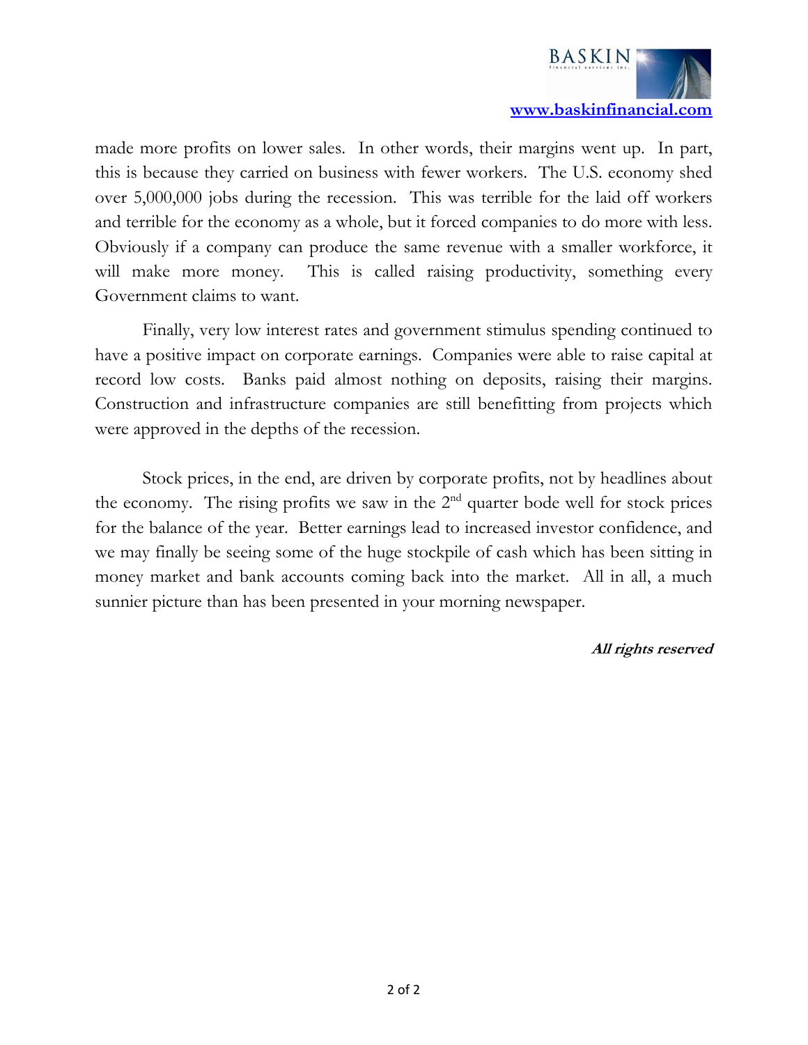made more profits on lower sales. In other words, their margins went up. In part, this is because they carried on business with fewer workers. The U.S. economy shed over 5,000,000 jobs during the recession. This was terrible for the laid off workers and terrible for the economy as a whole, but it forced companies to do more with less. Obviously if a company can produce the same revenue with a smaller workforce, it will make more money. This is called raising productivity, something every Government claims to want.

Finally, very low interest rates and government stimulus spending continued to have a positive impact on corporate earnings. Companies were able to raise capital at record low costs. Banks paid almost nothing on deposits, raising their margins. Construction and infrastructure companies are still benefitting from projects which were approved in the depths of the recession.

Stock prices, in the end, are driven by corporate profits, not by headlines about the economy. The rising profits we saw in the 2nd quarter bode well for stock prices for the balance of the year. Better earnings lead to increased investor confidence, and we may finally be seeing some of the huge stockpile of cash which has been sitting in money market and bank accounts coming back into the market. All in all, a much sunnier picture than has been presented in your morning newspaper.

***All rights reserved***